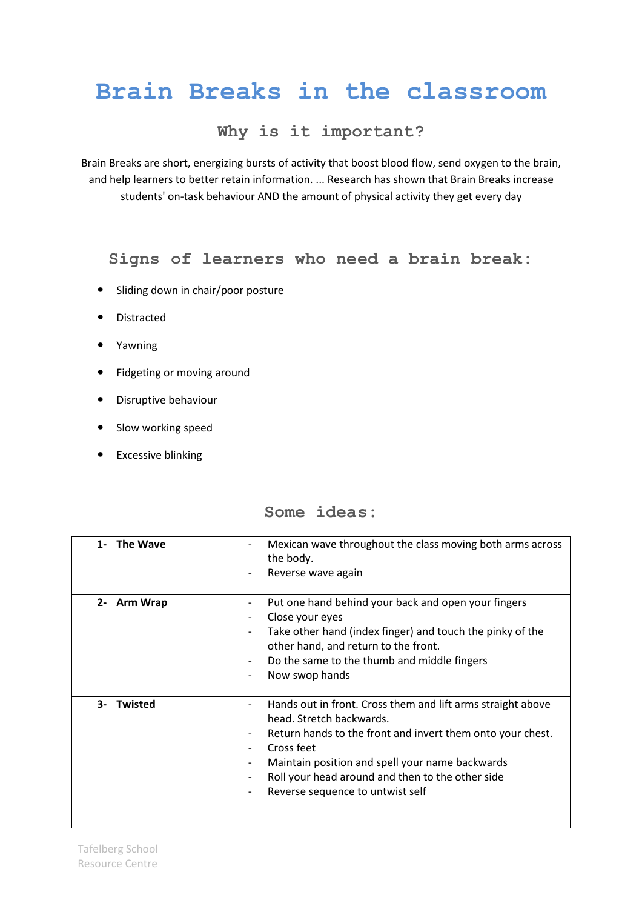# Brain Breaks in the classroom

## Why is it important?

Brain Breaks are short, energizing bursts of activity that boost blood flow, send oxygen to the brain, and help learners to better retain information. ... Research has shown that Brain Breaks increase students' on-task behaviour AND the amount of physical activity they get every day

## Signs of learners who need a brain break:

- Sliding down in chair/poor posture
- Distracted
- Yawning
- Fidgeting or moving around
- Disruptive behaviour
- Slow working speed
- Excessive blinking

## Some ideas:

| | |
|---|---|
| **1- The Wave** | - Mexican wave throughout the class moving both arms across the body.<br>- Reverse wave again |
| **2- Arm Wrap** | - Put one hand behind your back and open your fingers<br>- Close your eyes<br>- Take other hand (index finger) and touch the pinky of the other hand, and return to the front.<br>- Do the same to the thumb and middle fingers<br>- Now swop hands |
| **3- Twisted** | - Hands out in front. Cross them and lift arms straight above head. Stretch backwards.<br>- Return hands to the front and invert them onto your chest.<br>- Cross feet<br>- Maintain position and spell your name backwards<br>- Roll your head around and then to the other side<br>- Reverse sequence to untwist self |

Tafelberg School
Resource Centre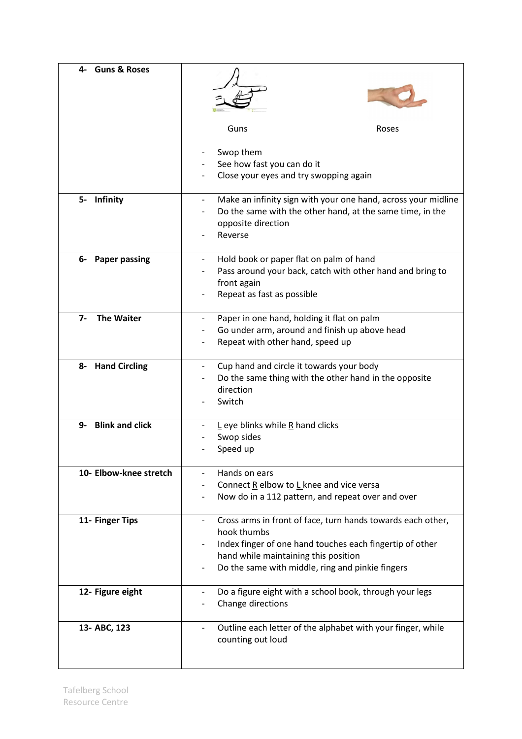| | |
|---|---|
| **4- Guns & Roses** | Guns     Roses<br>- Swop them<br>- See how fast you can do it<br>- Close your eyes and try swopping again |
| **5- Infinity** | - Make an infinity sign with your one hand, across your midline<br>- Do the same with the other hand, at the same time, in the opposite direction<br>- Reverse |
| **6- Paper passing** | - Hold book or paper flat on palm of hand<br>- Pass around your back, catch with other hand and bring to front again<br>- Repeat as fast as possible |
| **7- The Waiter** | - Paper in one hand, holding it flat on palm<br>- Go under arm, around and finish up above head<br>- Repeat with other hand, speed up |
| **8- Hand Circling** | - Cup hand and circle it towards your body<br>- Do the same thing with the other hand in the opposite direction<br>- Switch |
| **9- Blink and click** | - L eye blinks while R hand clicks<br>- Swop sides<br>- Speed up |
| **10- Elbow-knee stretch** | - Hands on ears<br>- Connect R elbow to L knee and vice versa<br>- Now do in a 112 pattern, and repeat over and over |
| **11- Finger Tips** | - Cross arms in front of face, turn hands towards each other, hook thumbs<br>- Index finger of one hand touches each fingertip of other hand while maintaining this position<br>- Do the same with middle, ring and pinkie fingers |
| **12- Figure eight** | - Do a figure eight with a school book, through your legs<br>- Change directions |
| **13- ABC, 123** | - Outline each letter of the alphabet with your finger, while counting out loud |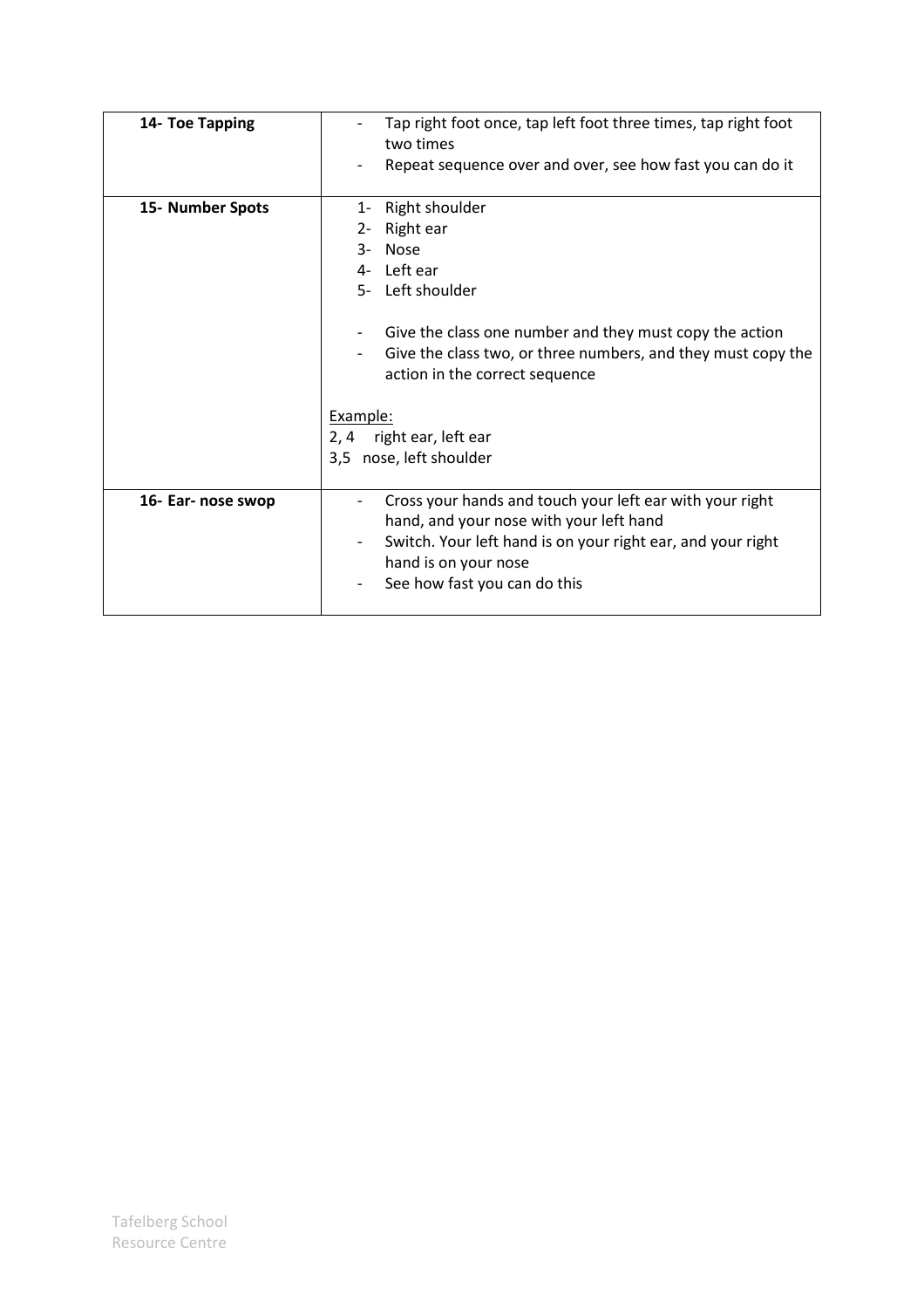| | |
|---|---|
| **14- Toe Tapping** | - Tap right foot once, tap left foot three times, tap right foot two times<br>- Repeat sequence over and over, see how fast you can do it |
| **15- Number Spots** | 1- Right shoulder<br>2- Right ear<br>3- Nose<br>4- Left ear<br>5- Left shoulder<br><br>- Give the class one number and they must copy the action<br>- Give the class two, or three numbers, and they must copy the action in the correct sequence<br><br><u>Example:</u><br>2, 4 right ear, left ear<br>3,5 nose, left shoulder |
| **16- Ear- nose swop** | - Cross your hands and touch your left ear with your right hand, and your nose with your left hand<br>- Switch. Your left hand is on your right ear, and your right hand is on your nose<br>- See how fast you can do this |